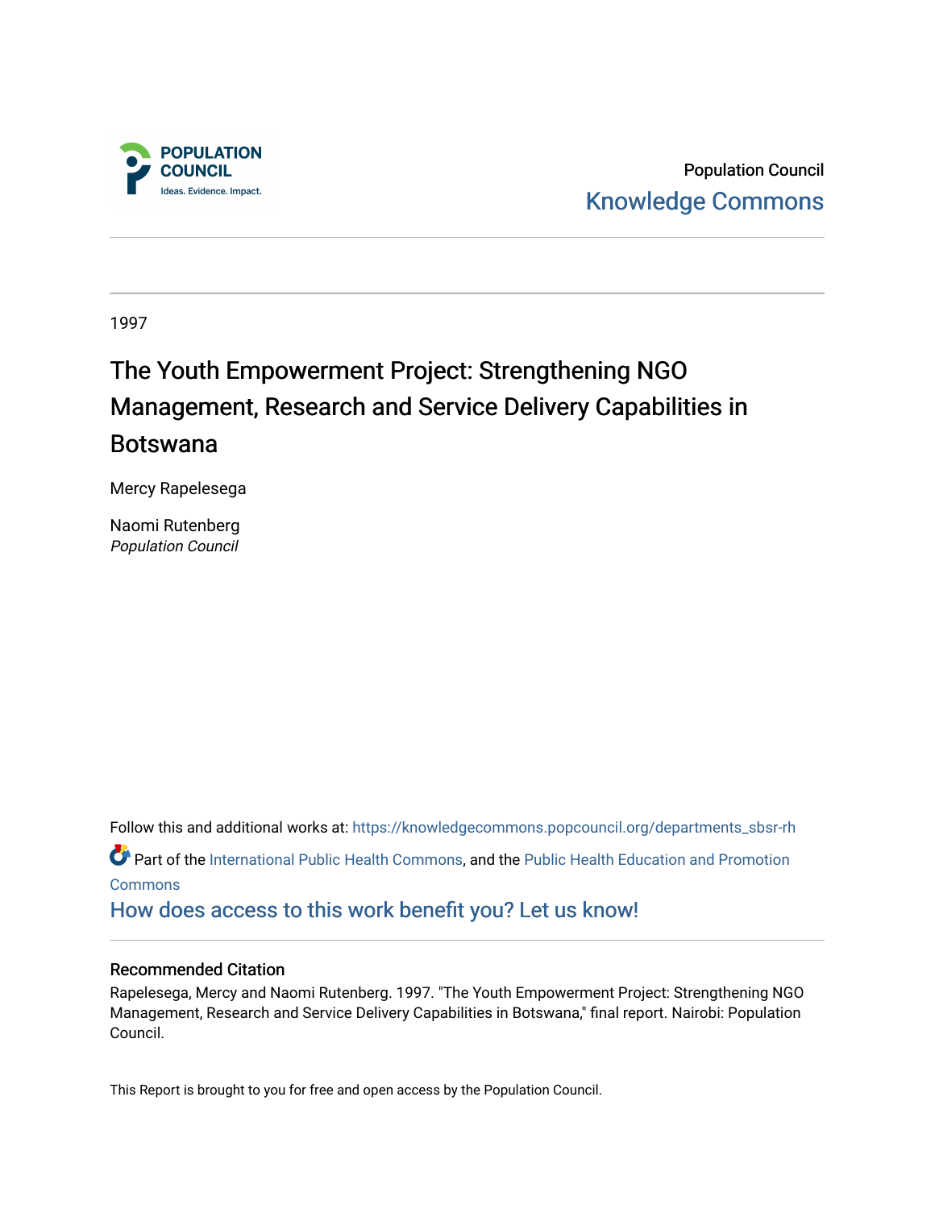Population Council

Knowledge Commons

1997

# The Youth Empowerment Project: Strengthening NGO Management, Research and Service Delivery Capabilities in Botswana

Mercy Rapelesega

Naomi Rutenberg
*Population Council*

Follow this and additional works at: https://knowledgecommons.popcouncil.org/departments_sbsr-rh

Part of the International Public Health Commons, and the Public Health Education and Promotion Commons

How does access to this work benefit you? Let us know!

### Recommended Citation

Rapelesega, Mercy and Naomi Rutenberg. 1997. "The Youth Empowerment Project: Strengthening NGO Management, Research and Service Delivery Capabilities in Botswana," final report. Nairobi: Population Council.

This Report is brought to you for free and open access by the Population Council.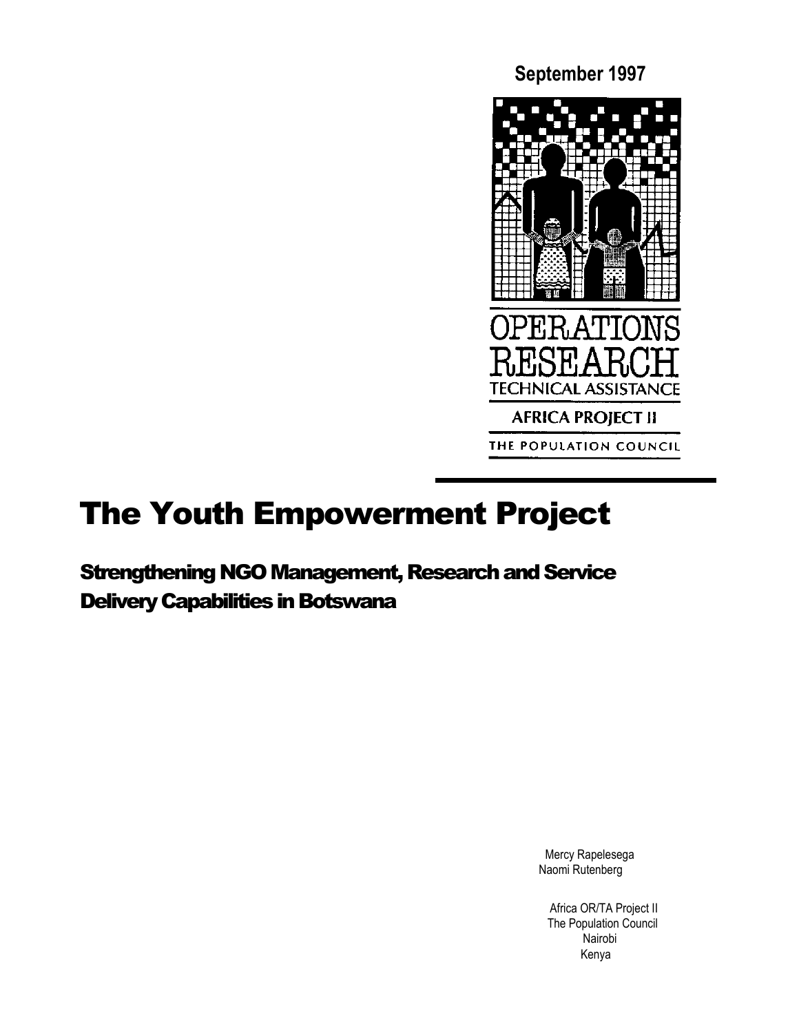September 1997

OPERATIONS RESEARCH

TECHNICAL ASSISTANCE

AFRICA PROJECT II

THE POPULATION COUNCIL

# The Youth Empowerment Project

## Strengthening NGO Management, Research and Service Delivery Capabilities in Botswana

Mercy Rapelesega
Naomi Rutenberg

Africa OR/TA Project II
The Population Council
Nairobi
Kenya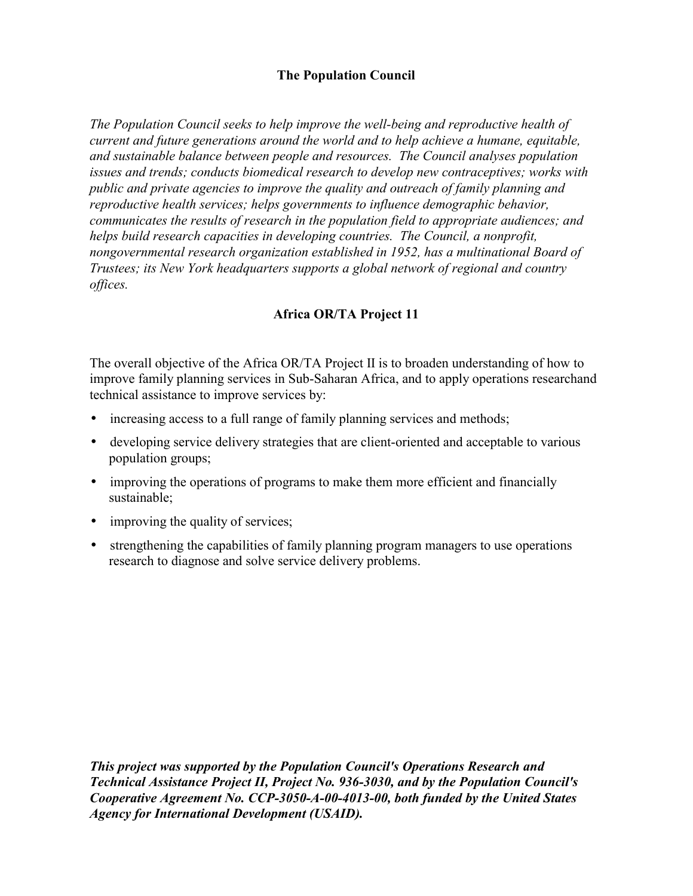## The Population Council

*The Population Council seeks to help improve the well-being and reproductive health of current and future generations around the world and to help achieve a humane, equitable, and sustainable balance between people and resources. The Council analyses population issues and trends; conducts biomedical research to develop new contraceptives; works with public and private agencies to improve the quality and outreach of family planning and reproductive health services; helps governments to influence demographic behavior, communicates the results of research in the population field to appropriate audiences; and helps build research capacities in developing countries. The Council, a nonprofit, nongovernmental research organization established in 1952, has a multinational Board of Trustees; its New York headquarters supports a global network of regional and country offices.*

## Africa OR/TA Project 11

The overall objective of the Africa OR/TA Project II is to broaden understanding of how to improve family planning services in Sub-Saharan Africa, and to apply operations researchand technical assistance to improve services by:

- increasing access to a full range of family planning services and methods;
- developing service delivery strategies that are client-oriented and acceptable to various population groups;
- improving the operations of programs to make them more efficient and financially sustainable;
- improving the quality of services;
- strengthening the capabilities of family planning program managers to use operations research to diagnose and solve service delivery problems.

***This project was supported by the Population Council's Operations Research and Technical Assistance Project II, Project No. 936-3030, and by the Population Council's Cooperative Agreement No. CCP-3050-A-00-4013-00, both funded by the United States Agency for International Development (USAID).***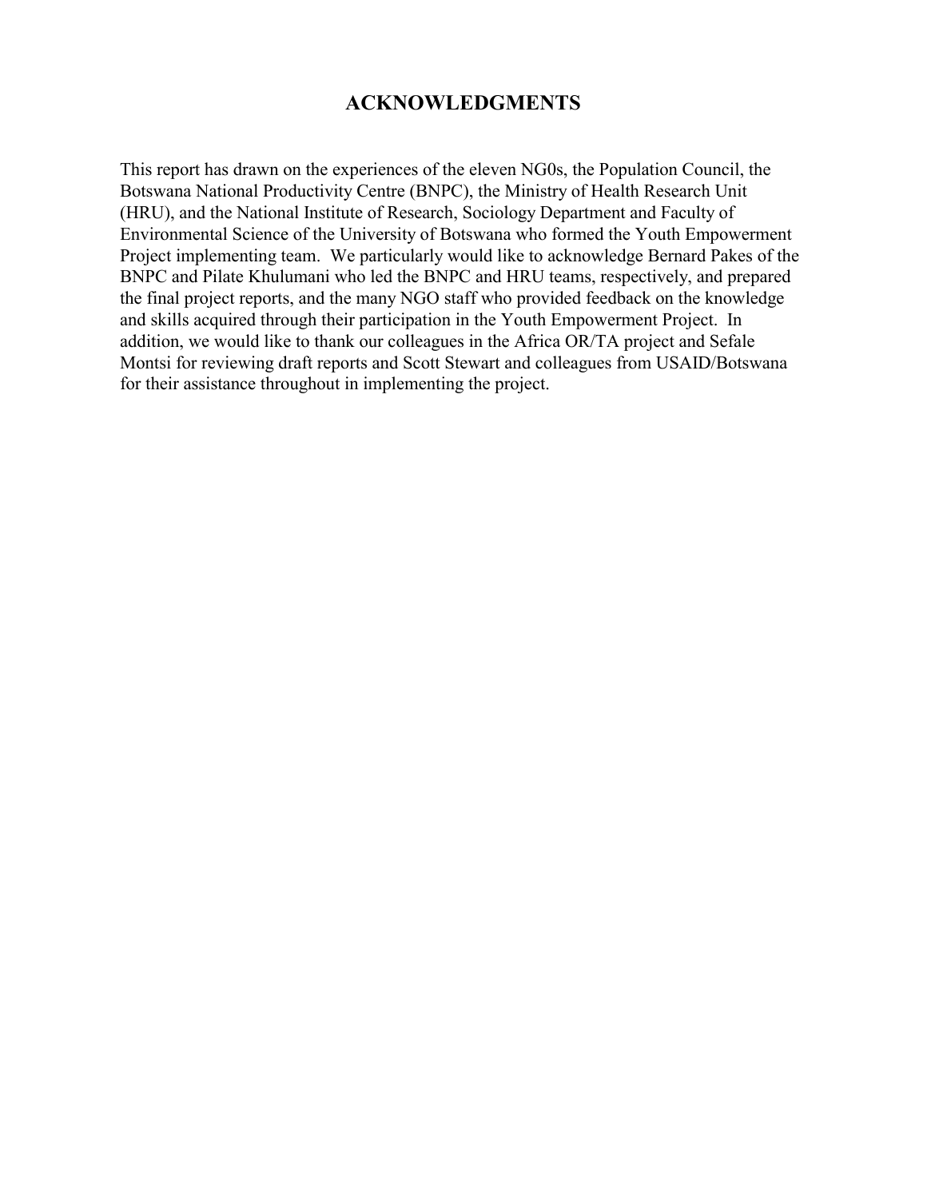# ACKNOWLEDGMENTS

This report has drawn on the experiences of the eleven NG0s, the Population Council, the Botswana National Productivity Centre (BNPC), the Ministry of Health Research Unit (HRU), and the National Institute of Research, Sociology Department and Faculty of Environmental Science of the University of Botswana who formed the Youth Empowerment Project implementing team. We particularly would like to acknowledge Bernard Pakes of the BNPC and Pilate Khulumani who led the BNPC and HRU teams, respectively, and prepared the final project reports, and the many NGO staff who provided feedback on the knowledge and skills acquired through their participation in the Youth Empowerment Project. In addition, we would like to thank our colleagues in the Africa OR/TA project and Sefale Montsi for reviewing draft reports and Scott Stewart and colleagues from USAID/Botswana for their assistance throughout in implementing the project.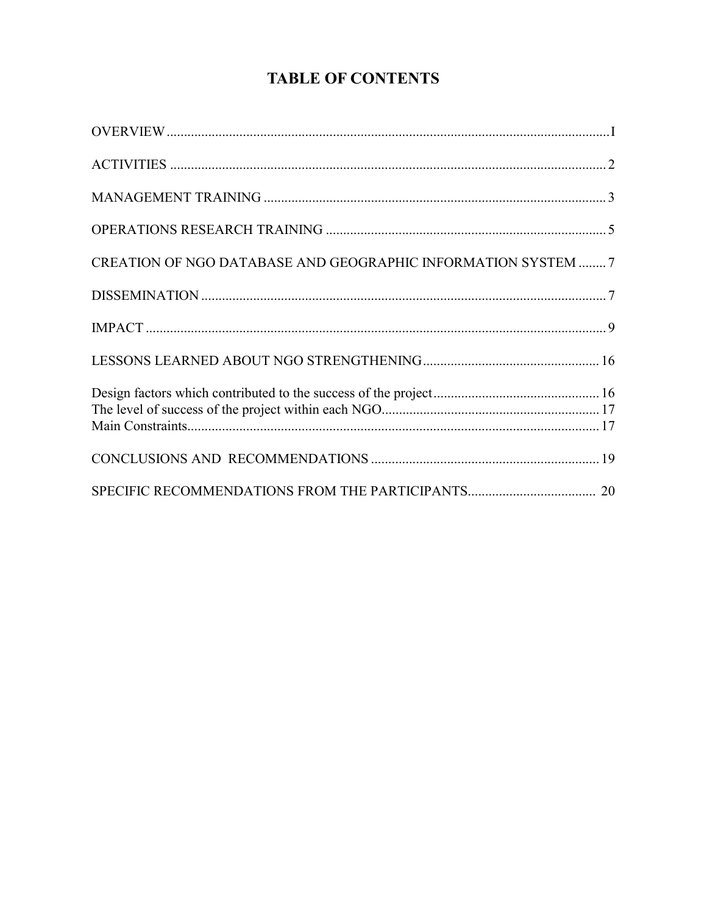# TABLE OF CONTENTS

OVERVIEW ..... I

ACTIVITIES ..... 2

MANAGEMENT TRAINING ..... 3

OPERATIONS RESEARCH TRAINING ..... 5

CREATION OF NGO DATABASE AND GEOGRAPHIC INFORMATION SYSTEM ..... 7

DISSEMINATION ..... 7

IMPACT ..... 9

LESSONS LEARNED ABOUT NGO STRENGTHENING ..... 16

Design factors which contributed to the success of the project ..... 16
The level of success of the project within each NGO ..... 17
Main Constraints ..... 17

CONCLUSIONS AND RECOMMENDATIONS ..... 19

SPECIFIC RECOMMENDATIONS FROM THE PARTICIPANTS ..... 20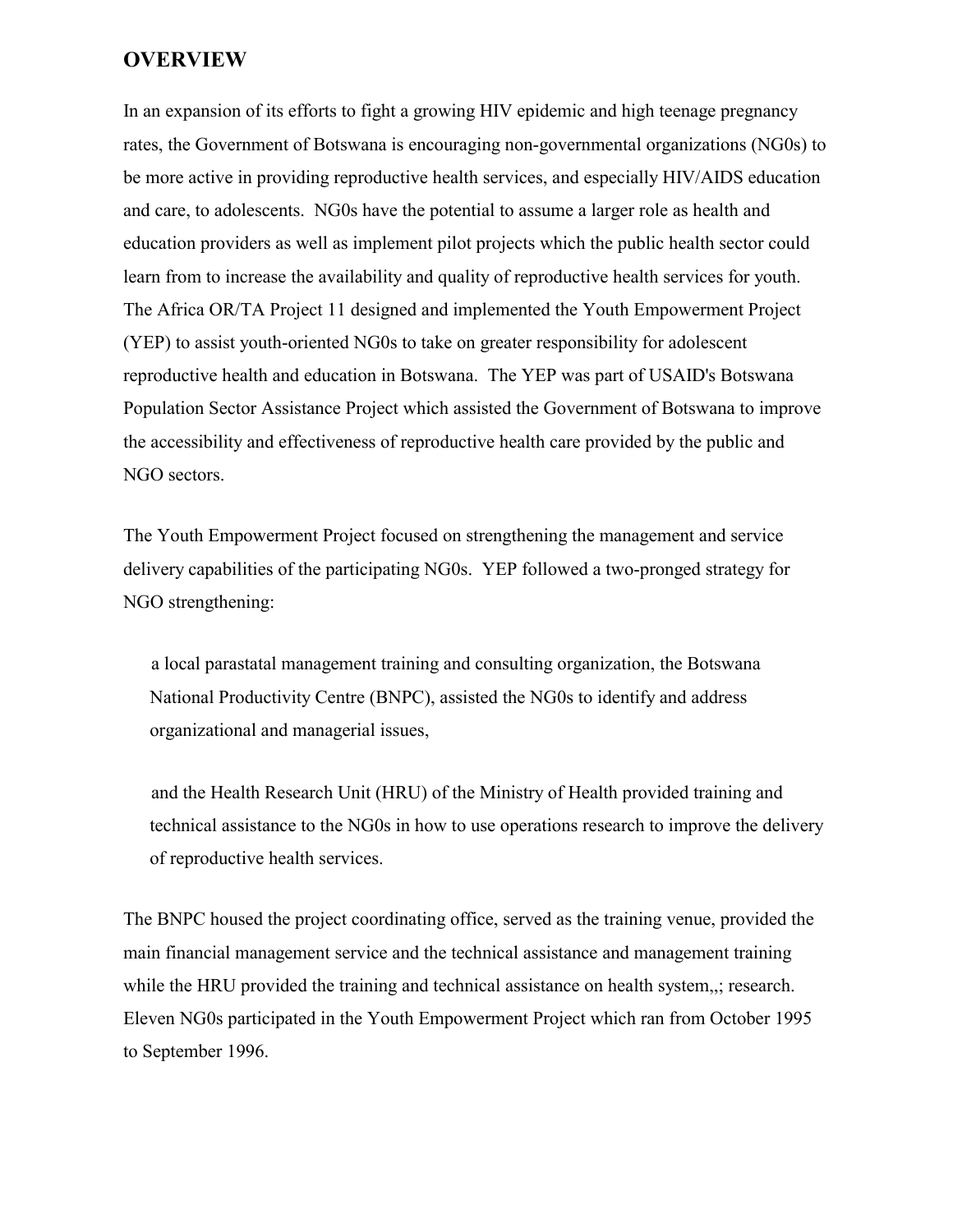## OVERVIEW

In an expansion of its efforts to fight a growing HIV epidemic and high teenage pregnancy rates, the Government of Botswana is encouraging non-governmental organizations (NG0s) to be more active in providing reproductive health services, and especially HIV/AIDS education and care, to adolescents. NG0s have the potential to assume a larger role as health and education providers as well as implement pilot projects which the public health sector could learn from to increase the availability and quality of reproductive health services for youth. The Africa OR/TA Project 11 designed and implemented the Youth Empowerment Project (YEP) to assist youth-oriented NG0s to take on greater responsibility for adolescent reproductive health and education in Botswana. The YEP was part of USAID's Botswana Population Sector Assistance Project which assisted the Government of Botswana to improve the accessibility and effectiveness of reproductive health care provided by the public and NGO sectors.

The Youth Empowerment Project focused on strengthening the management and service delivery capabilities of the participating NG0s. YEP followed a two-pronged strategy for NGO strengthening:

a local parastatal management training and consulting organization, the Botswana National Productivity Centre (BNPC), assisted the NG0s to identify and address organizational and managerial issues,

and the Health Research Unit (HRU) of the Ministry of Health provided training and technical assistance to the NG0s in how to use operations research to improve the delivery of reproductive health services.

The BNPC housed the project coordinating office, served as the training venue, provided the main financial management service and the technical assistance and management training while the HRU provided the training and technical assistance on health system,,; research. Eleven NG0s participated in the Youth Empowerment Project which ran from October 1995 to September 1996.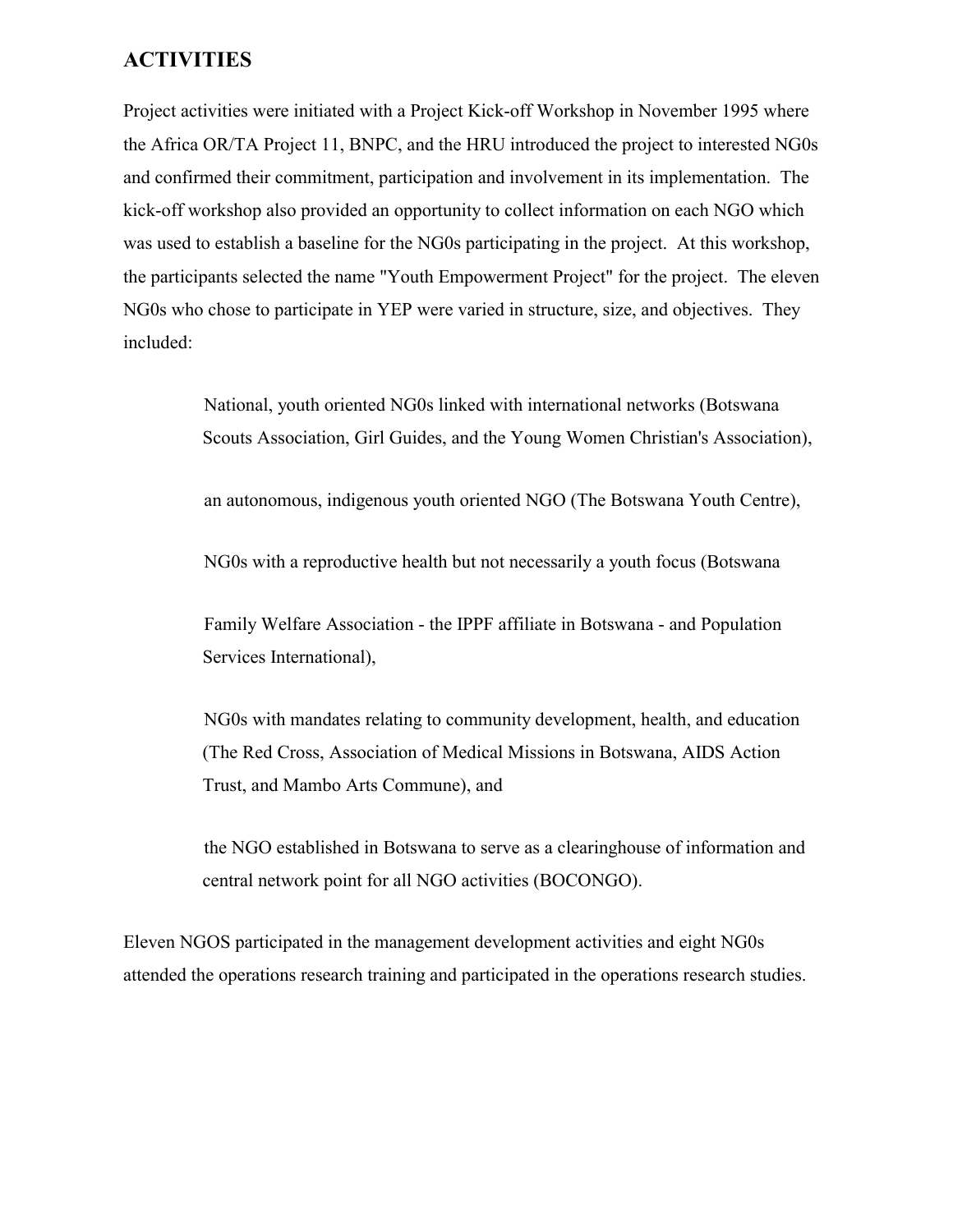## ACTIVITIES

Project activities were initiated with a Project Kick-off Workshop in November 1995 where the Africa OR/TA Project 11, BNPC, and the HRU introduced the project to interested NG0s and confirmed their commitment, participation and involvement in its implementation. The kick-off workshop also provided an opportunity to collect information on each NGO which was used to establish a baseline for the NG0s participating in the project. At this workshop, the participants selected the name "Youth Empowerment Project" for the project. The eleven NG0s who chose to participate in YEP were varied in structure, size, and objectives. They included:

> National, youth oriented NG0s linked with international networks (Botswana Scouts Association, Girl Guides, and the Young Women Christian's Association),
>
> an autonomous, indigenous youth oriented NGO (The Botswana Youth Centre),
>
> NG0s with a reproductive health but not necessarily a youth focus (Botswana
>
> Family Welfare Association - the IPPF affiliate in Botswana - and Population Services International),
>
> NG0s with mandates relating to community development, health, and education (The Red Cross, Association of Medical Missions in Botswana, AIDS Action Trust, and Mambo Arts Commune), and
>
> the NGO established in Botswana to serve as a clearinghouse of information and central network point for all NGO activities (BOCONGO).

Eleven NGOS participated in the management development activities and eight NG0s attended the operations research training and participated in the operations research studies.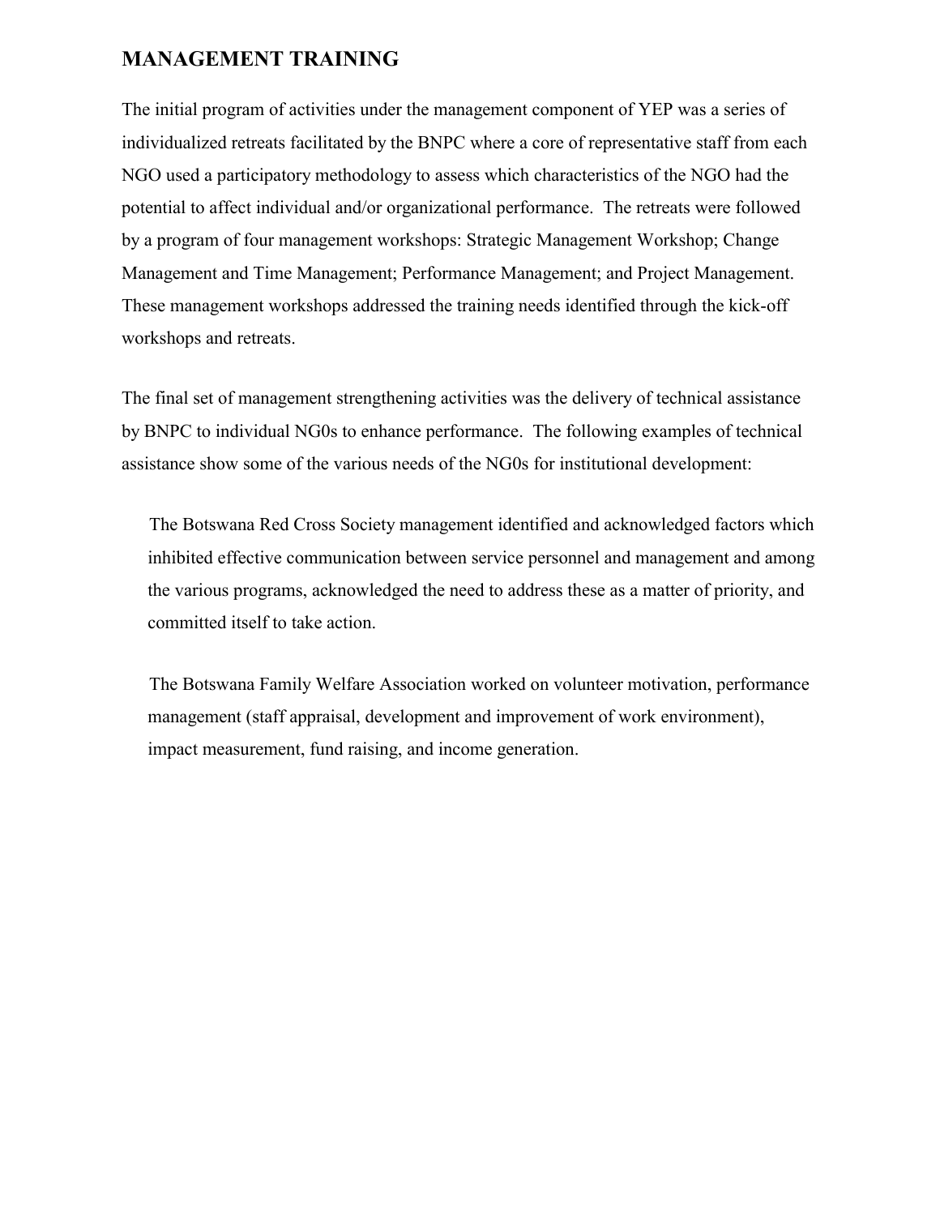## MANAGEMENT TRAINING

The initial program of activities under the management component of YEP was a series of individualized retreats facilitated by the BNPC where a core of representative staff from each NGO used a participatory methodology to assess which characteristics of the NGO had the potential to affect individual and/or organizational performance. The retreats were followed by a program of four management workshops: Strategic Management Workshop; Change Management and Time Management; Performance Management; and Project Management. These management workshops addressed the training needs identified through the kick-off workshops and retreats.

The final set of management strengthening activities was the delivery of technical assistance by BNPC to individual NG0s to enhance performance. The following examples of technical assistance show some of the various needs of the NG0s for institutional development:

The Botswana Red Cross Society management identified and acknowledged factors which inhibited effective communication between service personnel and management and among the various programs, acknowledged the need to address these as a matter of priority, and committed itself to take action.

The Botswana Family Welfare Association worked on volunteer motivation, performance management (staff appraisal, development and improvement of work environment), impact measurement, fund raising, and income generation.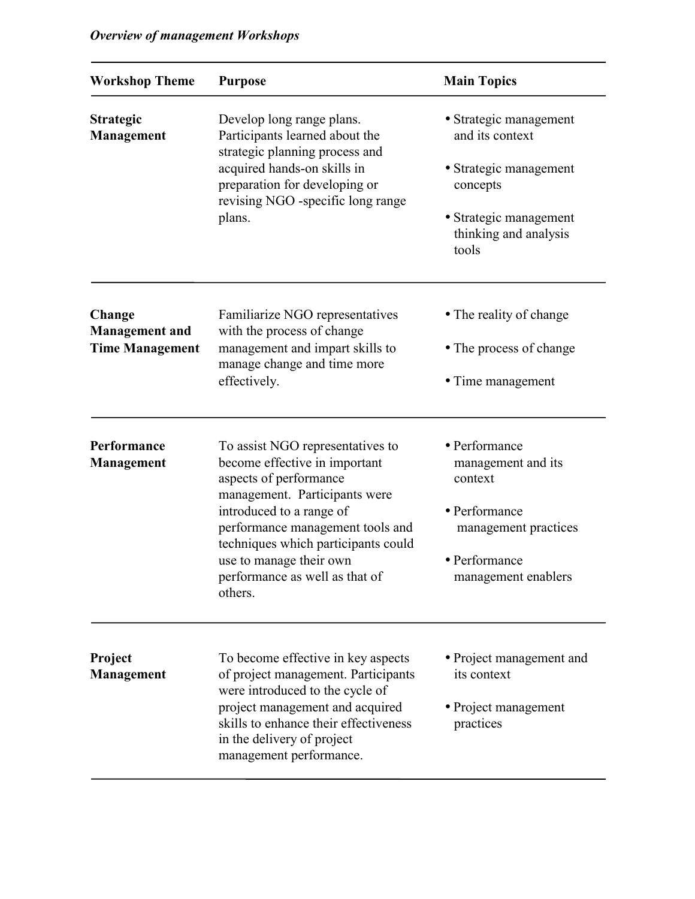*Overview of management Workshops*

| Workshop Theme | Purpose | Main Topics |
|---|---|---|
| **Strategic Management** | Develop long range plans. Participants learned about the strategic planning process and acquired hands-on skills in preparation for developing or revising NGO -specific long range plans. | • Strategic management and its context<br>• Strategic management concepts<br>• Strategic management thinking and analysis tools |
| **Change Management and Time Management** | Familiarize NGO representatives with the process of change management and impart skills to manage change and time more effectively. | • The reality of change<br>• The process of change<br>• Time management |
| **Performance Management** | To assist NGO representatives to become effective in important aspects of performance management. Participants were introduced to a range of performance management tools and techniques which participants could use to manage their own performance as well as that of others. | • Performance management and its context<br>• Performance management practices<br>• Performance management enablers |
| **Project Management** | To become effective in key aspects of project management. Participants were introduced to the cycle of project management and acquired skills to enhance their effectiveness in the delivery of project management performance. | • Project management and its context<br>• Project management practices |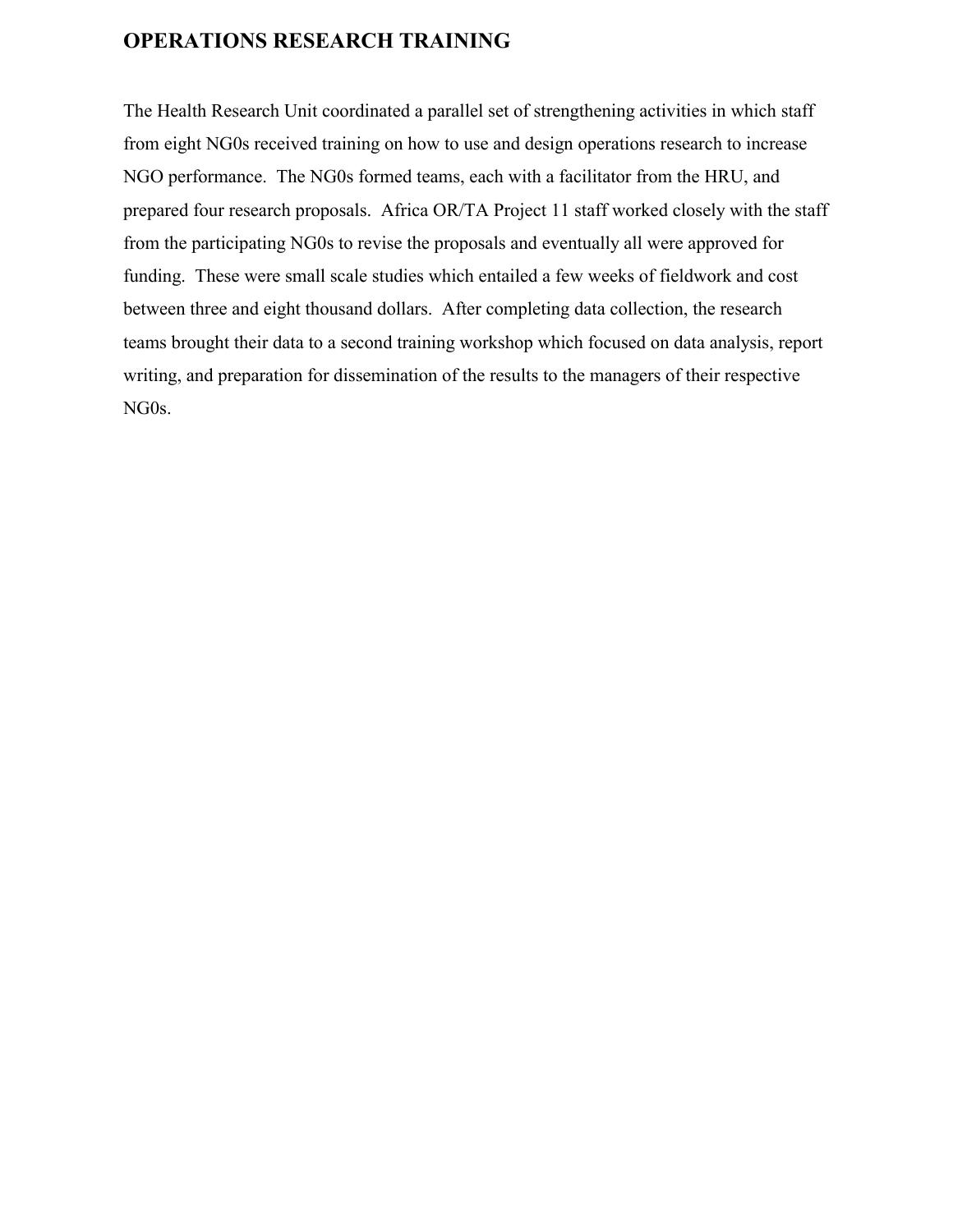## OPERATIONS RESEARCH TRAINING

The Health Research Unit coordinated a parallel set of strengthening activities in which staff from eight NG0s received training on how to use and design operations research to increase NGO performance. The NG0s formed teams, each with a facilitator from the HRU, and prepared four research proposals. Africa OR/TA Project 11 staff worked closely with the staff from the participating NG0s to revise the proposals and eventually all were approved for funding. These were small scale studies which entailed a few weeks of fieldwork and cost between three and eight thousand dollars. After completing data collection, the research teams brought their data to a second training workshop which focused on data analysis, report writing, and preparation for dissemination of the results to the managers of their respective NG0s.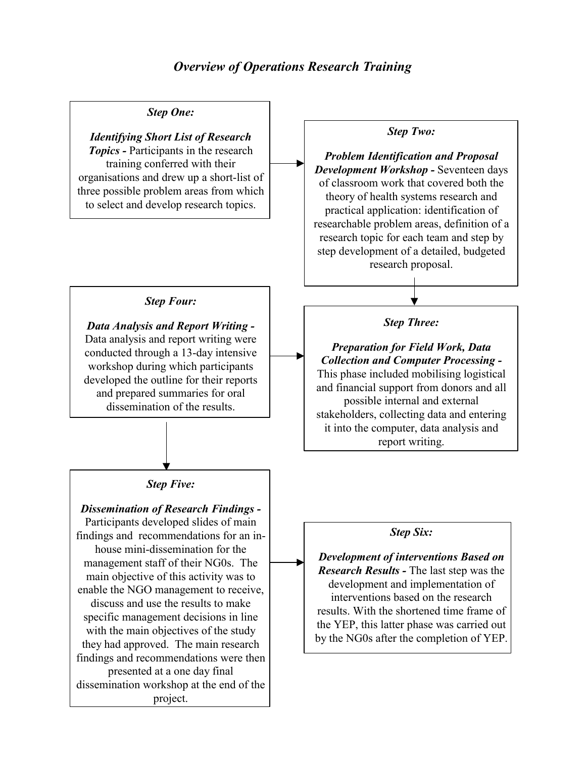## *Overview of Operations Research Training*

### *Step One:*

***Identifying Short List of Research Topics -*** Participants in the research training conferred with their organisations and drew up a short-list of three possible problem areas from which to select and develop research topics.

### *Step Two:*

***Problem Identification and Proposal Development Workshop -*** Seventeen days of classroom work that covered both the theory of health systems research and practical application: identification of researchable problem areas, definition of a research topic for each team and step by step development of a detailed, budgeted research proposal.

### *Step Three:*

***Preparation for Field Work, Data Collection and Computer Processing -*** This phase included mobilising logistical and financial support from donors and all possible internal and external stakeholders, collecting data and entering it into the computer, data analysis and report writing.

### *Step Four:*

***Data Analysis and Report Writing -*** Data analysis and report writing were conducted through a 13-day intensive workshop during which participants developed the outline for their reports and prepared summaries for oral dissemination of the results.

### *Step Five:*

***Dissemination of Research Findings -*** Participants developed slides of main findings and recommendations for an in-house mini-dissemination for the management staff of their NG0s. The main objective of this activity was to enable the NGO management to receive, discuss and use the results to make specific management decisions in line with the main objectives of the study they had approved. The main research findings and recommendations were then presented at a one day final dissemination workshop at the end of the project.

### *Step Six:*

***Development of interventions Based on Research Results -*** The last step was the development and implementation of interventions based on the research results. With the shortened time frame of the YEP, this latter phase was carried out by the NG0s after the completion of YEP.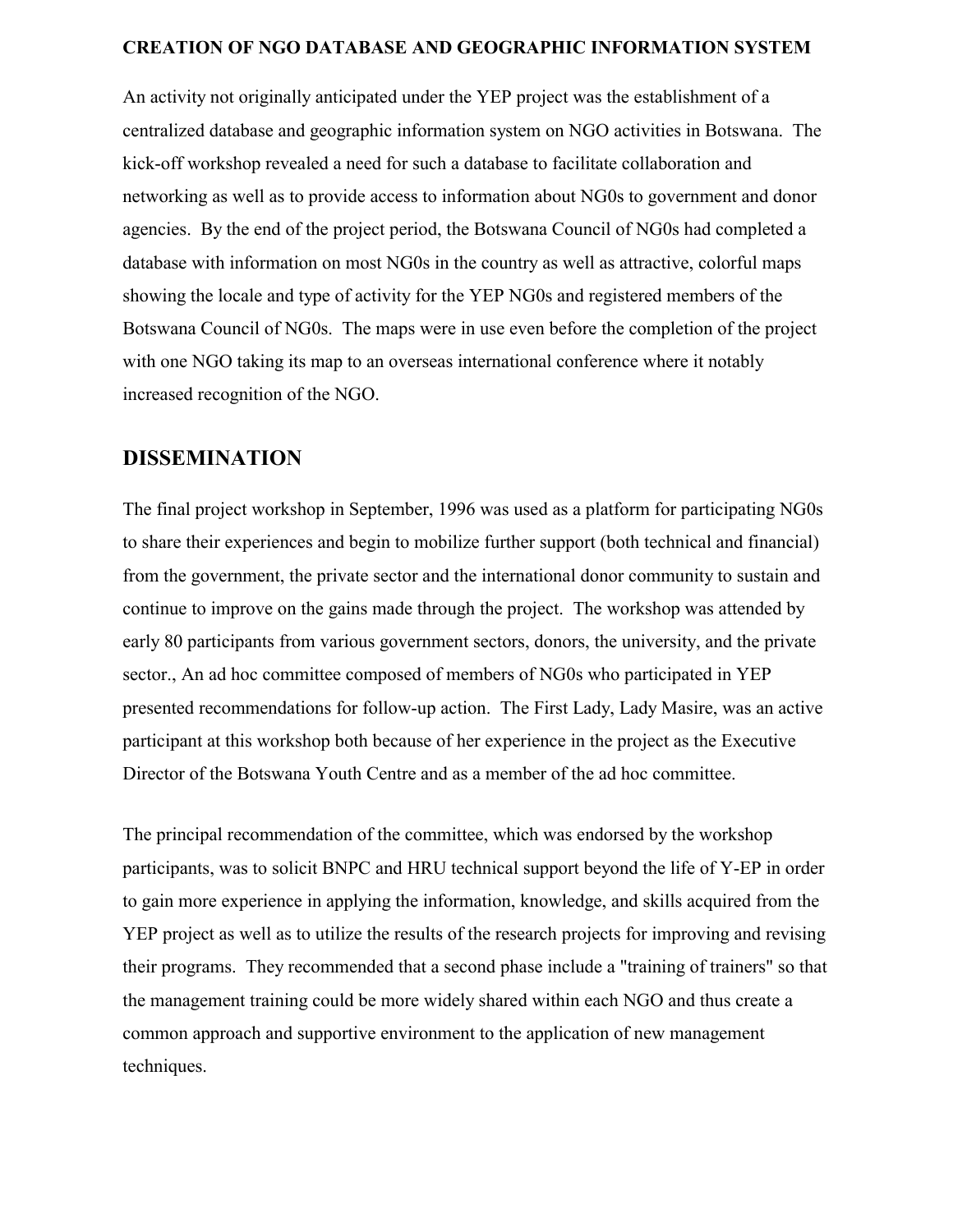**CREATION OF NGO DATABASE AND GEOGRAPHIC INFORMATION SYSTEM**

An activity not originally anticipated under the YEP project was the establishment of a centralized database and geographic information system on NGO activities in Botswana. The kick-off workshop revealed a need for such a database to facilitate collaboration and networking as well as to provide access to information about NG0s to government and donor agencies. By the end of the project period, the Botswana Council of NG0s had completed a database with information on most NG0s in the country as well as attractive, colorful maps showing the locale and type of activity for the YEP NG0s and registered members of the Botswana Council of NG0s. The maps were in use even before the completion of the project with one NGO taking its map to an overseas international conference where it notably increased recognition of the NGO.

## DISSEMINATION

The final project workshop in September, 1996 was used as a platform for participating NG0s to share their experiences and begin to mobilize further support (both technical and financial) from the government, the private sector and the international donor community to sustain and continue to improve on the gains made through the project. The workshop was attended by early 80 participants from various government sectors, donors, the university, and the private sector., An ad hoc committee composed of members of NG0s who participated in YEP presented recommendations for follow-up action. The First Lady, Lady Masire, was an active participant at this workshop both because of her experience in the project as the Executive Director of the Botswana Youth Centre and as a member of the ad hoc committee.

The principal recommendation of the committee, which was endorsed by the workshop participants, was to solicit BNPC and HRU technical support beyond the life of Y-EP in order to gain more experience in applying the information, knowledge, and skills acquired from the YEP project as well as to utilize the results of the research projects for improving and revising their programs. They recommended that a second phase include a "training of trainers" so that the management training could be more widely shared within each NGO and thus create a common approach and supportive environment to the application of new management techniques.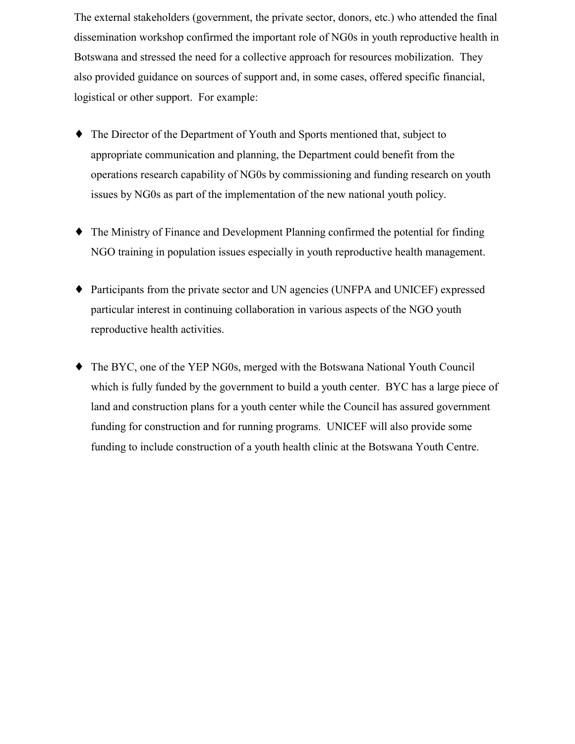The external stakeholders (government, the private sector, donors, etc.) who attended the final dissemination workshop confirmed the important role of NG0s in youth reproductive health in Botswana and stressed the need for a collective approach for resources mobilization. They also provided guidance on sources of support and, in some cases, offered specific financial, logistical or other support. For example:

- The Director of the Department of Youth and Sports mentioned that, subject to appropriate communication and planning, the Department could benefit from the operations research capability of NG0s by commissioning and funding research on youth issues by NG0s as part of the implementation of the new national youth policy.

- The Ministry of Finance and Development Planning confirmed the potential for finding NGO training in population issues especially in youth reproductive health management.

- Participants from the private sector and UN agencies (UNFPA and UNICEF) expressed particular interest in continuing collaboration in various aspects of the NGO youth reproductive health activities.

- The BYC, one of the YEP NG0s, merged with the Botswana National Youth Council which is fully funded by the government to build a youth center. BYC has a large piece of land and construction plans for a youth center while the Council has assured government funding for construction and for running programs. UNICEF will also provide some funding to include construction of a youth health clinic at the Botswana Youth Centre.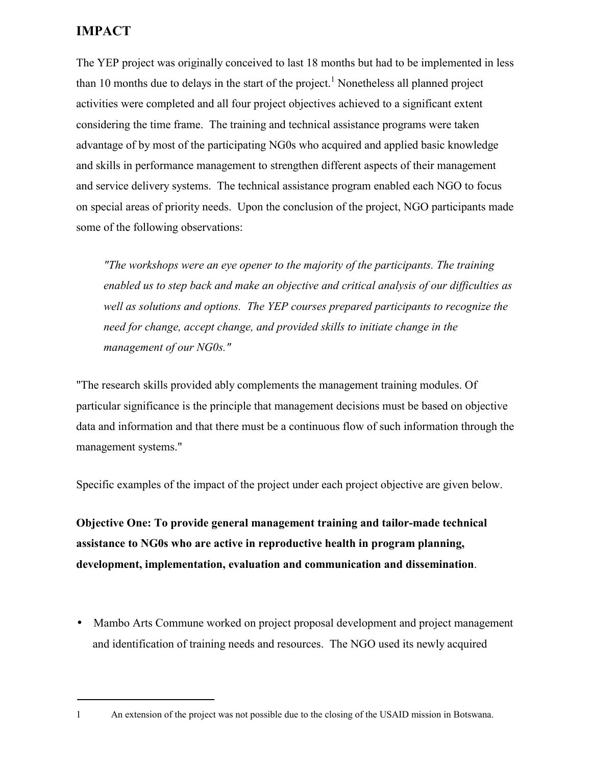## IMPACT

The YEP project was originally conceived to last 18 months but had to be implemented in less than 10 months due to delays in the start of the project.[1] Nonetheless all planned project activities were completed and all four project objectives achieved to a significant extent considering the time frame. The training and technical assistance programs were taken advantage of by most of the participating NG0s who acquired and applied basic knowledge and skills in performance management to strengthen different aspects of their management and service delivery systems. The technical assistance program enabled each NGO to focus on special areas of priority needs. Upon the conclusion of the project, NGO participants made some of the following observations:

> *"The workshops were an eye opener to the majority of the participants. The training enabled us to step back and make an objective and critical analysis of our difficulties as well as solutions and options. The YEP courses prepared participants to recognize the need for change, accept change, and provided skills to initiate change in the management of our NG0s."*

"The research skills provided ably complements the management training modules. Of particular significance is the principle that management decisions must be based on objective data and information and that there must be a continuous flow of such information through the management systems."

Specific examples of the impact of the project under each project objective are given below.

**Objective One: To provide general management training and tailor-made technical assistance to NG0s who are active in reproductive health in program planning, development, implementation, evaluation and communication and dissemination**.

- Mambo Arts Commune worked on project proposal development and project management and identification of training needs and resources. The NGO used its newly acquired

---

[1] An extension of the project was not possible due to the closing of the USAID mission in Botswana.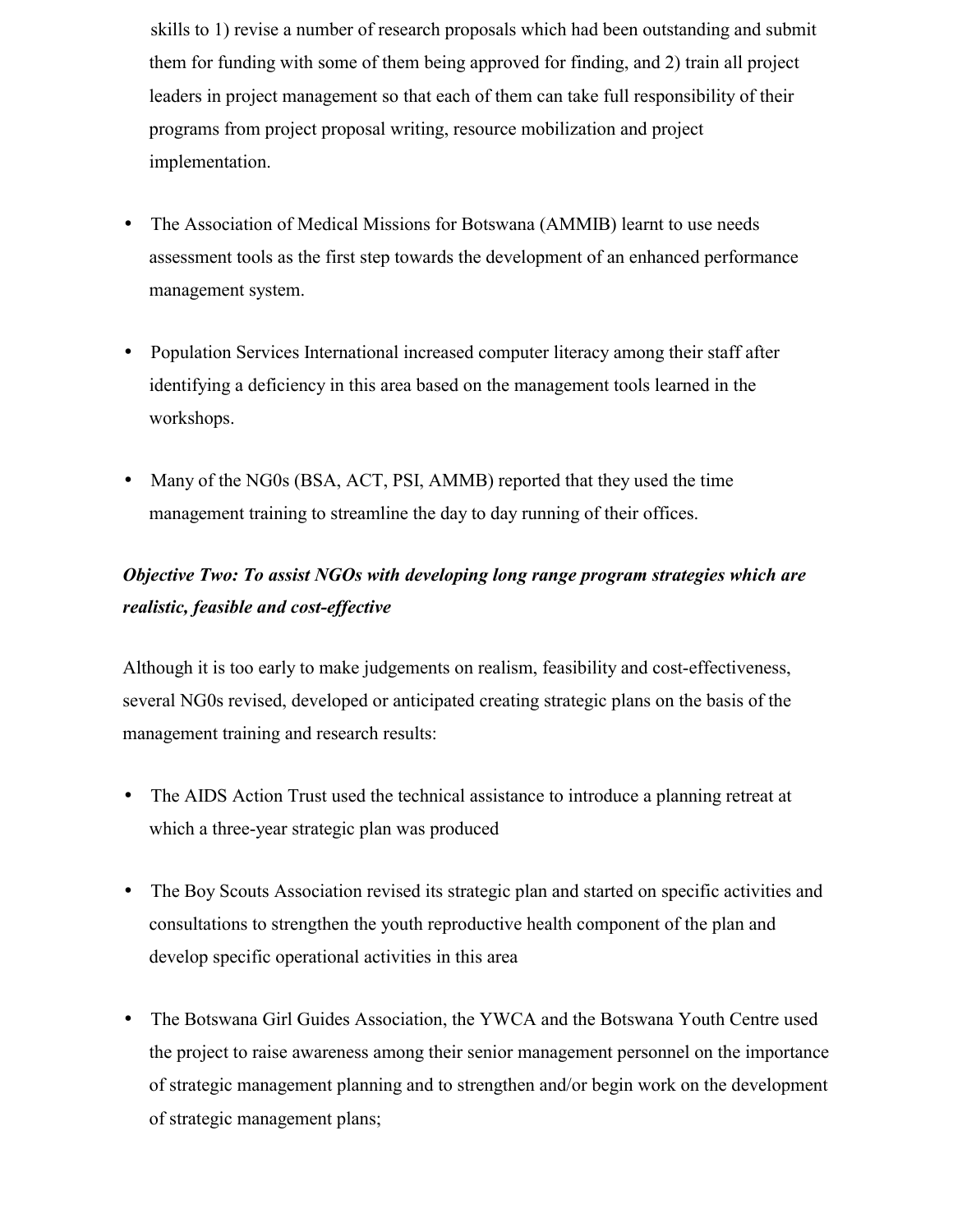skills to 1) revise a number of research proposals which had been outstanding and submit them for funding with some of them being approved for finding, and 2) train all project leaders in project management so that each of them can take full responsibility of their programs from project proposal writing, resource mobilization and project implementation.

- The Association of Medical Missions for Botswana (AMMIB) learnt to use needs assessment tools as the first step towards the development of an enhanced performance management system.

- Population Services International increased computer literacy among their staff after identifying a deficiency in this area based on the management tools learned in the workshops.

- Many of the NG0s (BSA, ACT, PSI, AMMB) reported that they used the time management training to streamline the day to day running of their offices.

***Objective Two: To assist NGOs with developing long range program strategies which are realistic, feasible and cost-effective***

Although it is too early to make judgements on realism, feasibility and cost-effectiveness, several NG0s revised, developed or anticipated creating strategic plans on the basis of the management training and research results:

- The AIDS Action Trust used the technical assistance to introduce a planning retreat at which a three-year strategic plan was produced

- The Boy Scouts Association revised its strategic plan and started on specific activities and consultations to strengthen the youth reproductive health component of the plan and develop specific operational activities in this area

- The Botswana Girl Guides Association, the YWCA and the Botswana Youth Centre used the project to raise awareness among their senior management personnel on the importance of strategic management planning and to strengthen and/or begin work on the development of strategic management plans;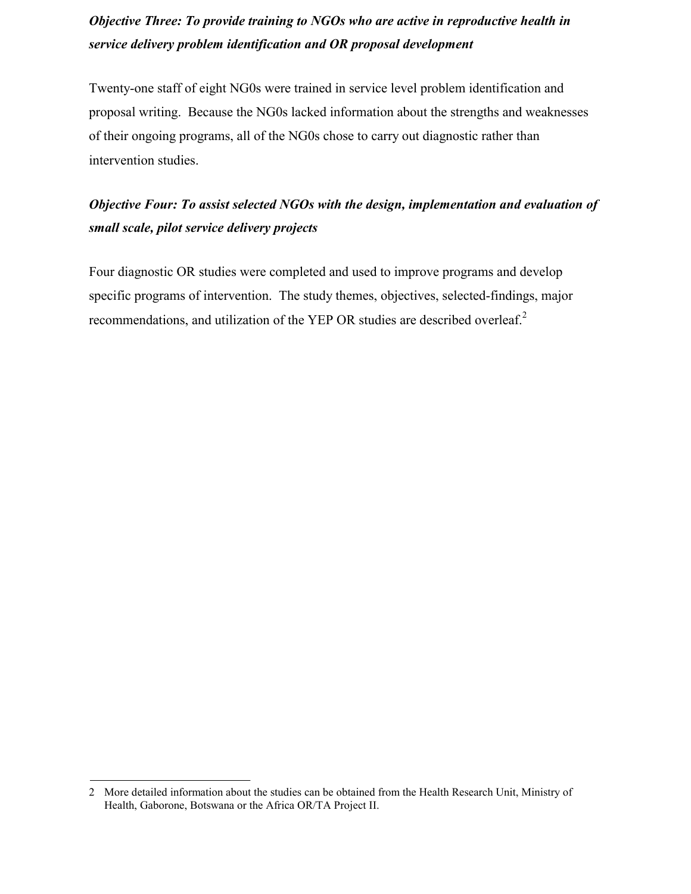***Objective Three: To provide training to NGOs who are active in reproductive health in service delivery problem identification and OR proposal development***

Twenty-one staff of eight NG0s were trained in service level problem identification and proposal writing. Because the NG0s lacked information about the strengths and weaknesses of their ongoing programs, all of the NG0s chose to carry out diagnostic rather than intervention studies.

***Objective Four: To assist selected NGOs with the design, implementation and evaluation of small scale, pilot service delivery projects***

Four diagnostic OR studies were completed and used to improve programs and develop specific programs of intervention. The study themes, objectives, selected-findings, major recommendations, and utilization of the YEP OR studies are described overleaf.[2]

---

2 More detailed information about the studies can be obtained from the Health Research Unit, Ministry of Health, Gaborone, Botswana or the Africa OR/TA Project II.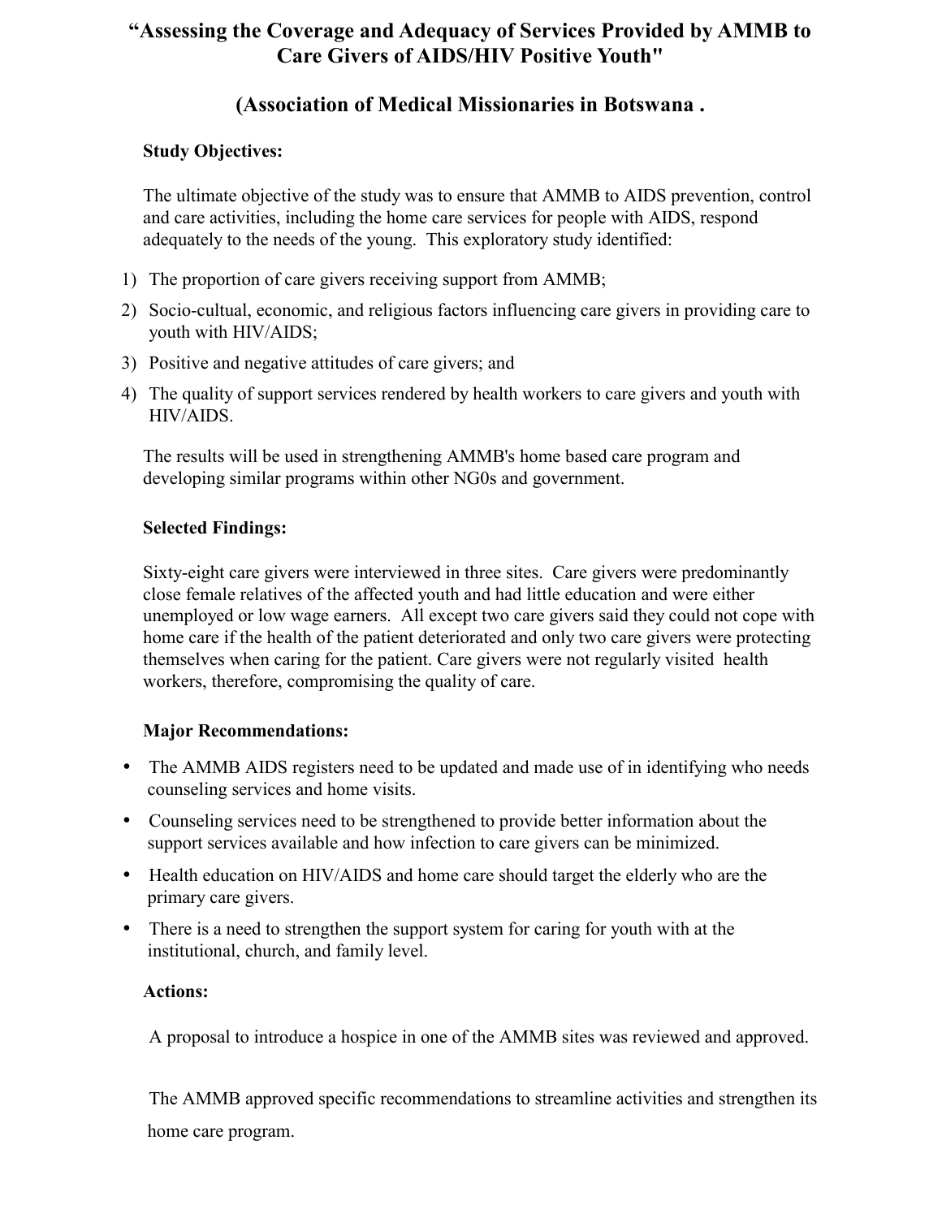# "Assessing the Coverage and Adequacy of Services Provided by AMMB to Care Givers of AIDS/HIV Positive Youth"

## (Association of Medical Missionaries in Botswana .

**Study Objectives:**

The ultimate objective of the study was to ensure that AMMB to AIDS prevention, control and care activities, including the home care services for people with AIDS, respond adequately to the needs of the young. This exploratory study identified:

1) The proportion of care givers receiving support from AMMB;
2) Socio-cultual, economic, and religious factors influencing care givers in providing care to youth with HIV/AIDS;
3) Positive and negative attitudes of care givers; and
4) The quality of support services rendered by health workers to care givers and youth with HIV/AIDS.

The results will be used in strengthening AMMB's home based care program and developing similar programs within other NG0s and government.

**Selected Findings:**

Sixty-eight care givers were interviewed in three sites. Care givers were predominantly close female relatives of the affected youth and had little education and were either unemployed or low wage earners. All except two care givers said they could not cope with home care if the health of the patient deteriorated and only two care givers were protecting themselves when caring for the patient. Care givers were not regularly visited health workers, therefore, compromising the quality of care.

**Major Recommendations:**

- The AMMB AIDS registers need to be updated and made use of in identifying who needs counseling services and home visits.
- Counseling services need to be strengthened to provide better information about the support services available and how infection to care givers can be minimized.
- Health education on HIV/AIDS and home care should target the elderly who are the primary care givers.
- There is a need to strengthen the support system for caring for youth with at the institutional, church, and family level.

**Actions:**

A proposal to introduce a hospice in one of the AMMB sites was reviewed and approved.

The AMMB approved specific recommendations to streamline activities and strengthen its home care program.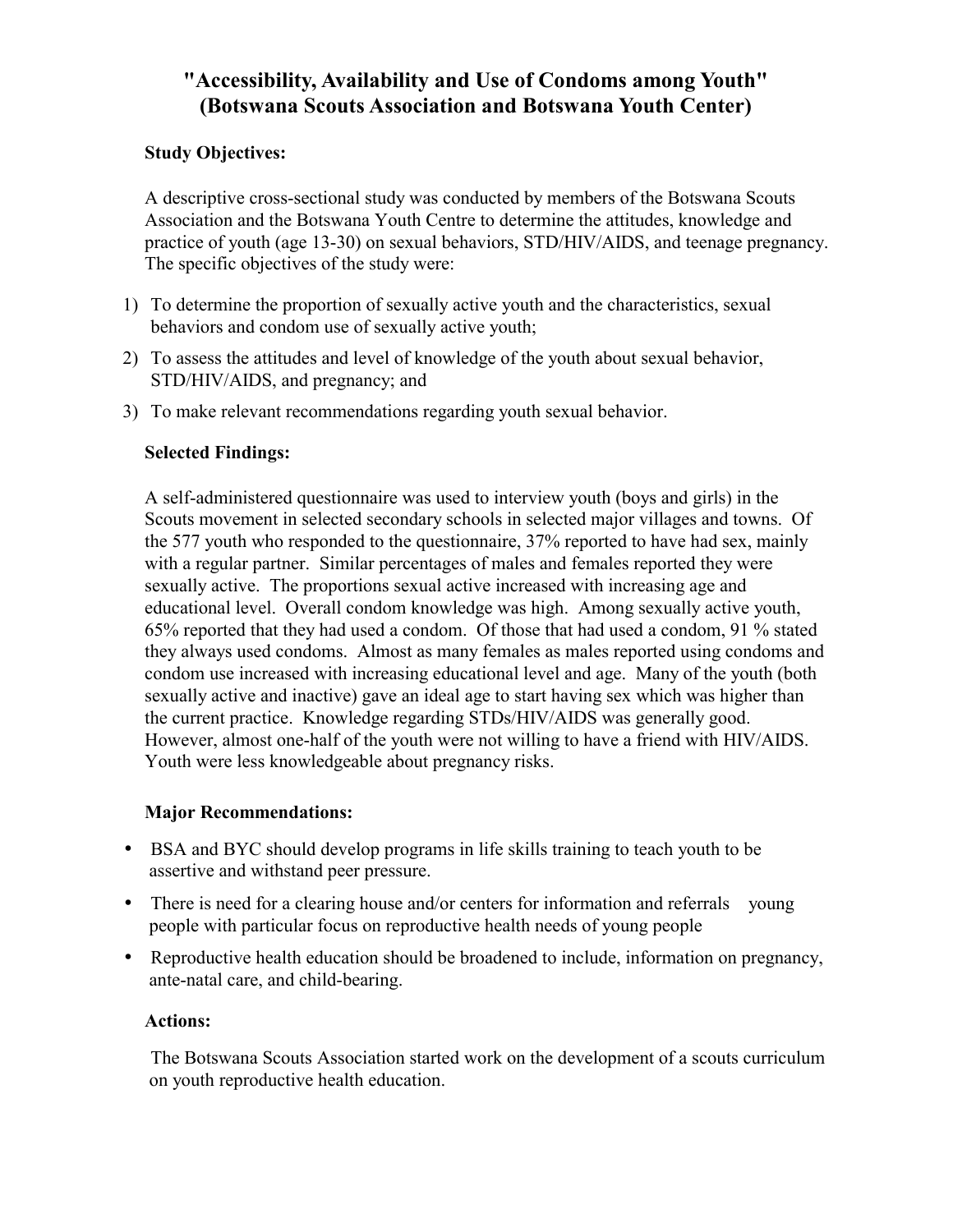# "Accessibility, Availability and Use of Condoms among Youth" (Botswana Scouts Association and Botswana Youth Center)

**Study Objectives:**

A descriptive cross-sectional study was conducted by members of the Botswana Scouts Association and the Botswana Youth Centre to determine the attitudes, knowledge and practice of youth (age 13-30) on sexual behaviors, STD/HIV/AIDS, and teenage pregnancy. The specific objectives of the study were:

1) To determine the proportion of sexually active youth and the characteristics, sexual behaviors and condom use of sexually active youth;
2) To assess the attitudes and level of knowledge of the youth about sexual behavior, STD/HIV/AIDS, and pregnancy; and
3) To make relevant recommendations regarding youth sexual behavior.

**Selected Findings:**

A self-administered questionnaire was used to interview youth (boys and girls) in the Scouts movement in selected secondary schools in selected major villages and towns. Of the 577 youth who responded to the questionnaire, 37% reported to have had sex, mainly with a regular partner. Similar percentages of males and females reported they were sexually active. The proportions sexual active increased with increasing age and educational level. Overall condom knowledge was high. Among sexually active youth, 65% reported that they had used a condom. Of those that had used a condom, 91 % stated they always used condoms. Almost as many females as males reported using condoms and condom use increased with increasing educational level and age. Many of the youth (both sexually active and inactive) gave an ideal age to start having sex which was higher than the current practice. Knowledge regarding STDs/HIV/AIDS was generally good. However, almost one-half of the youth were not willing to have a friend with HIV/AIDS. Youth were less knowledgeable about pregnancy risks.

**Major Recommendations:**

- BSA and BYC should develop programs in life skills training to teach youth to be assertive and withstand peer pressure.
- There is need for a clearing house and/or centers for information and referrals young people with particular focus on reproductive health needs of young people
- Reproductive health education should be broadened to include, information on pregnancy, ante-natal care, and child-bearing.

**Actions:**

The Botswana Scouts Association started work on the development of a scouts curriculum on youth reproductive health education.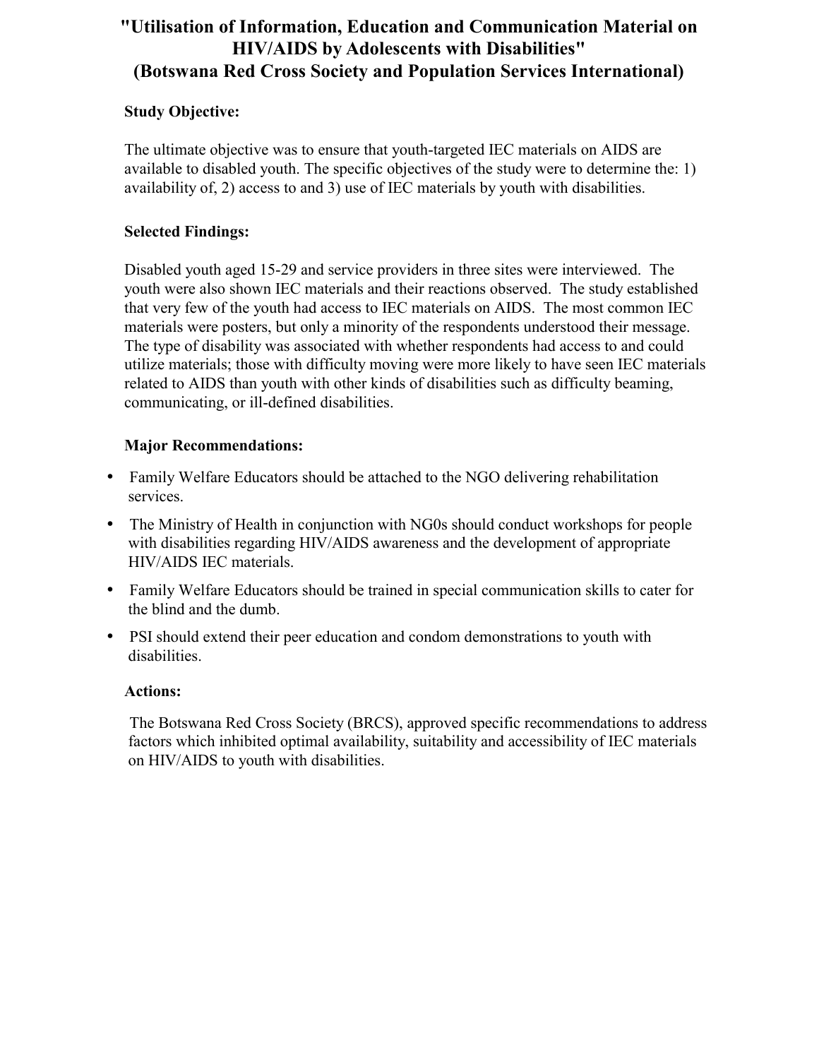# "Utilisation of Information, Education and Communication Material on HIV/AIDS by Adolescents with Disabilities" (Botswana Red Cross Society and Population Services International)

**Study Objective:**

The ultimate objective was to ensure that youth-targeted IEC materials on AIDS are available to disabled youth. The specific objectives of the study were to determine the: 1) availability of, 2) access to and 3) use of IEC materials by youth with disabilities.

**Selected Findings:**

Disabled youth aged 15-29 and service providers in three sites were interviewed. The youth were also shown IEC materials and their reactions observed. The study established that very few of the youth had access to IEC materials on AIDS. The most common IEC materials were posters, but only a minority of the respondents understood their message. The type of disability was associated with whether respondents had access to and could utilize materials; those with difficulty moving were more likely to have seen IEC materials related to AIDS than youth with other kinds of disabilities such as difficulty beaming, communicating, or ill-defined disabilities.

**Major Recommendations:**

- Family Welfare Educators should be attached to the NGO delivering rehabilitation services.
- The Ministry of Health in conjunction with NG0s should conduct workshops for people with disabilities regarding HIV/AIDS awareness and the development of appropriate HIV/AIDS IEC materials.
- Family Welfare Educators should be trained in special communication skills to cater for the blind and the dumb.
- PSI should extend their peer education and condom demonstrations to youth with disabilities.

**Actions:**

The Botswana Red Cross Society (BRCS), approved specific recommendations to address factors which inhibited optimal availability, suitability and accessibility of IEC materials on HIV/AIDS to youth with disabilities.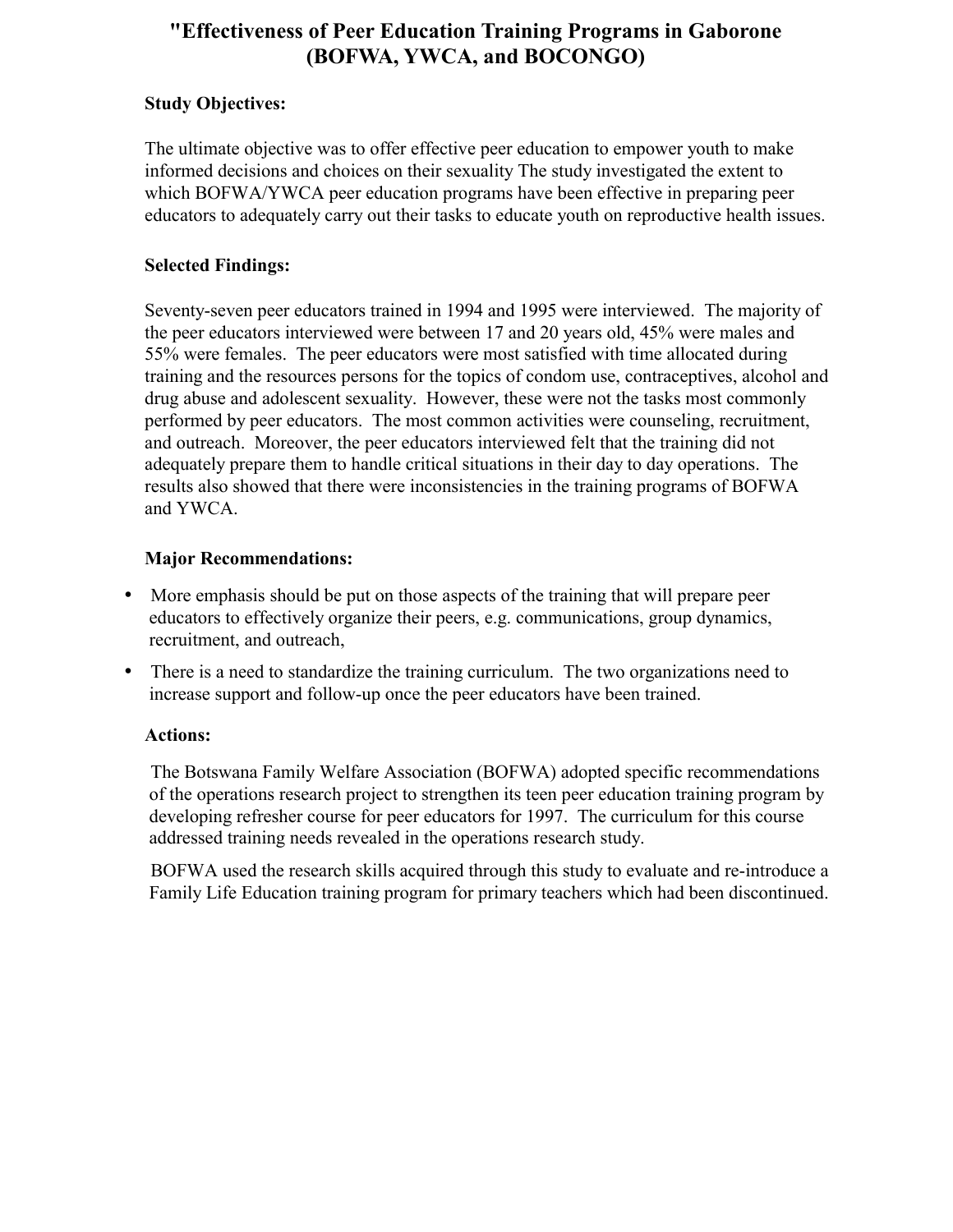# "Effectiveness of Peer Education Training Programs in Gaborone (BOFWA, YWCA, and BOCONGO)

**Study Objectives:**

The ultimate objective was to offer effective peer education to empower youth to make informed decisions and choices on their sexuality The study investigated the extent to which BOFWA/YWCA peer education programs have been effective in preparing peer educators to adequately carry out their tasks to educate youth on reproductive health issues.

**Selected Findings:**

Seventy-seven peer educators trained in 1994 and 1995 were interviewed. The majority of the peer educators interviewed were between 17 and 20 years old, 45% were males and 55% were females. The peer educators were most satisfied with time allocated during training and the resources persons for the topics of condom use, contraceptives, alcohol and drug abuse and adolescent sexuality. However, these were not the tasks most commonly performed by peer educators. The most common activities were counseling, recruitment, and outreach. Moreover, the peer educators interviewed felt that the training did not adequately prepare them to handle critical situations in their day to day operations. The results also showed that there were inconsistencies in the training programs of BOFWA and YWCA.

**Major Recommendations:**

- More emphasis should be put on those aspects of the training that will prepare peer educators to effectively organize their peers, e.g. communications, group dynamics, recruitment, and outreach,
- There is a need to standardize the training curriculum. The two organizations need to increase support and follow-up once the peer educators have been trained.

**Actions:**

The Botswana Family Welfare Association (BOFWA) adopted specific recommendations of the operations research project to strengthen its teen peer education training program by developing refresher course for peer educators for 1997. The curriculum for this course addressed training needs revealed in the operations research study.

BOFWA used the research skills acquired through this study to evaluate and re-introduce a Family Life Education training program for primary teachers which had been discontinued.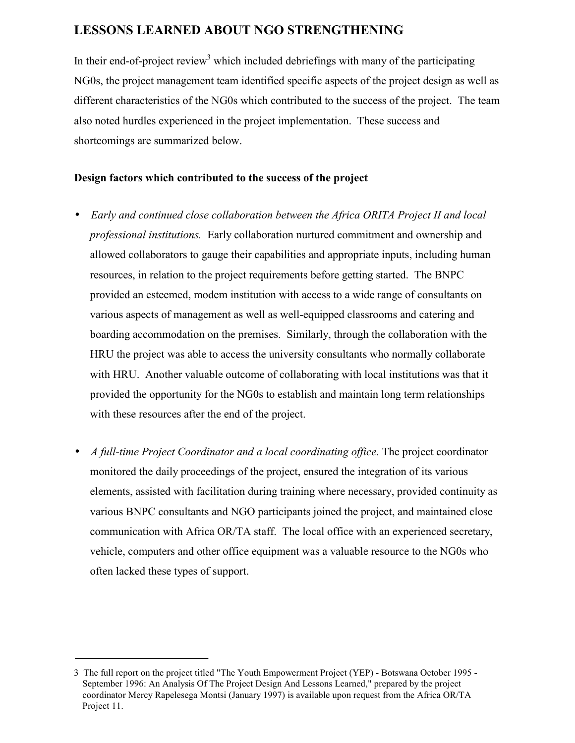## LESSONS LEARNED ABOUT NGO STRENGTHENING

In their end-of-project review[3] which included debriefings with many of the participating NG0s, the project management team identified specific aspects of the project design as well as different characteristics of the NG0s which contributed to the success of the project. The team also noted hurdles experienced in the project implementation. These success and shortcomings are summarized below.

### Design factors which contributed to the success of the project

- *Early and continued close collaboration between the Africa ORITA Project II and local professional institutions.* Early collaboration nurtured commitment and ownership and allowed collaborators to gauge their capabilities and appropriate inputs, including human resources, in relation to the project requirements before getting started. The BNPC provided an esteemed, modem institution with access to a wide range of consultants on various aspects of management as well as well-equipped classrooms and catering and boarding accommodation on the premises. Similarly, through the collaboration with the HRU the project was able to access the university consultants who normally collaborate with HRU. Another valuable outcome of collaborating with local institutions was that it provided the opportunity for the NG0s to establish and maintain long term relationships with these resources after the end of the project.

- *A full-time Project Coordinator and a local coordinating office.* The project coordinator monitored the daily proceedings of the project, ensured the integration of its various elements, assisted with facilitation during training where necessary, provided continuity as various BNPC consultants and NGO participants joined the project, and maintained close communication with Africa OR/TA staff. The local office with an experienced secretary, vehicle, computers and other office equipment was a valuable resource to the NG0s who often lacked these types of support.

---

3 The full report on the project titled "The Youth Empowerment Project (YEP) - Botswana October 1995 - September 1996: An Analysis Of The Project Design And Lessons Learned," prepared by the project coordinator Mercy Rapelesega Montsi (January 1997) is available upon request from the Africa OR/TA Project 11.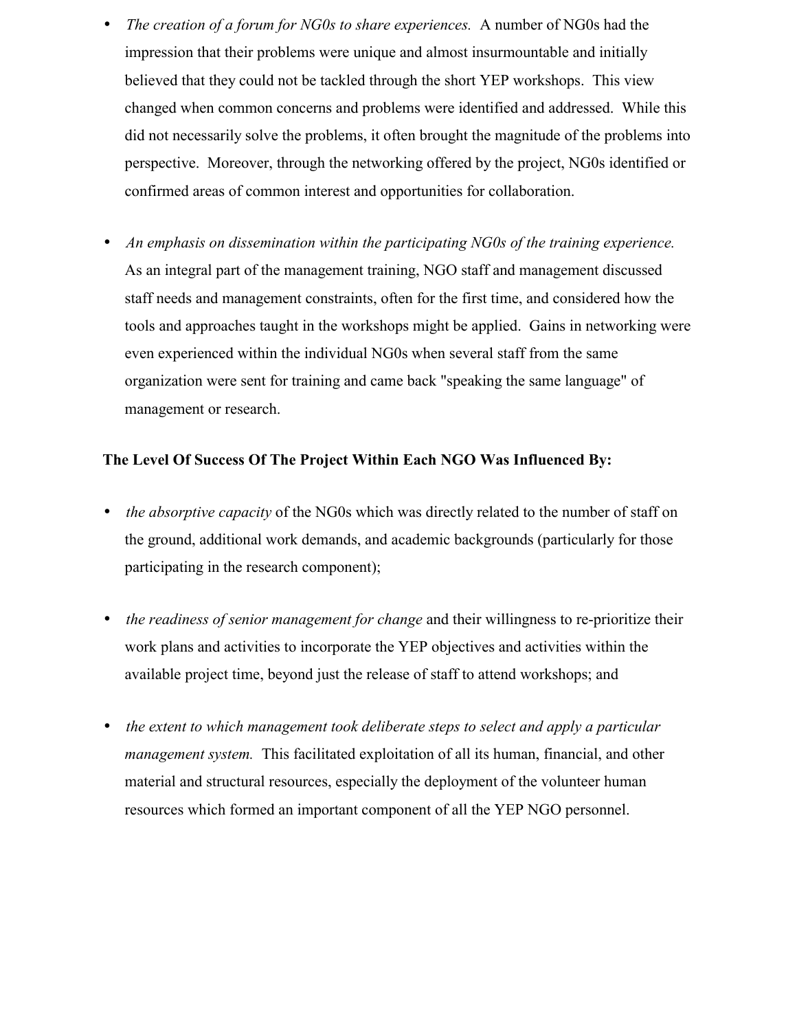- *The creation of a forum for NG0s to share experiences.* A number of NG0s had the impression that their problems were unique and almost insurmountable and initially believed that they could not be tackled through the short YEP workshops. This view changed when common concerns and problems were identified and addressed. While this did not necessarily solve the problems, it often brought the magnitude of the problems into perspective. Moreover, through the networking offered by the project, NG0s identified or confirmed areas of common interest and opportunities for collaboration.

- *An emphasis on dissemination within the participating NG0s of the training experience.* As an integral part of the management training, NGO staff and management discussed staff needs and management constraints, often for the first time, and considered how the tools and approaches taught in the workshops might be applied. Gains in networking were even experienced within the individual NG0s when several staff from the same organization were sent for training and came back "speaking the same language" of management or research.

**The Level Of Success Of The Project Within Each NGO Was Influenced By:**

- *the absorptive capacity* of the NG0s which was directly related to the number of staff on the ground, additional work demands, and academic backgrounds (particularly for those participating in the research component);

- *the readiness of senior management for change* and their willingness to re-prioritize their work plans and activities to incorporate the YEP objectives and activities within the available project time, beyond just the release of staff to attend workshops; and

- *the extent to which management took deliberate steps to select and apply a particular management system.* This facilitated exploitation of all its human, financial, and other material and structural resources, especially the deployment of the volunteer human resources which formed an important component of all the YEP NGO personnel.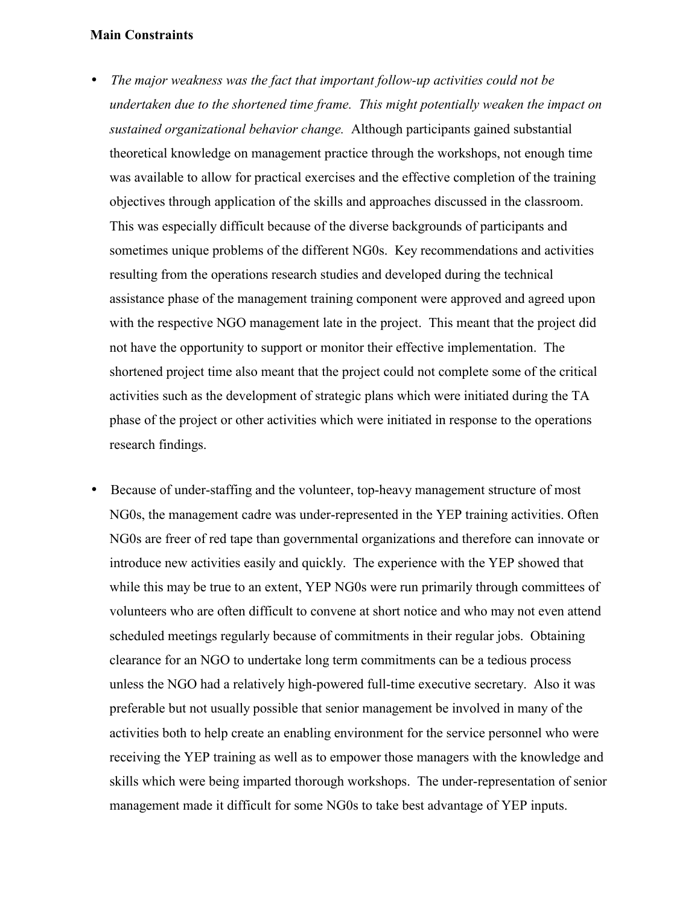**Main Constraints**

- *The major weakness was the fact that important follow-up activities could not be undertaken due to the shortened time frame. This might potentially weaken the impact on sustained organizational behavior change.* Although participants gained substantial theoretical knowledge on management practice through the workshops, not enough time was available to allow for practical exercises and the effective completion of the training objectives through application of the skills and approaches discussed in the classroom. This was especially difficult because of the diverse backgrounds of participants and sometimes unique problems of the different NG0s. Key recommendations and activities resulting from the operations research studies and developed during the technical assistance phase of the management training component were approved and agreed upon with the respective NGO management late in the project. This meant that the project did not have the opportunity to support or monitor their effective implementation. The shortened project time also meant that the project could not complete some of the critical activities such as the development of strategic plans which were initiated during the TA phase of the project or other activities which were initiated in response to the operations research findings.

- Because of under-staffing and the volunteer, top-heavy management structure of most NG0s, the management cadre was under-represented in the YEP training activities. Often NG0s are freer of red tape than governmental organizations and therefore can innovate or introduce new activities easily and quickly. The experience with the YEP showed that while this may be true to an extent, YEP NG0s were run primarily through committees of volunteers who are often difficult to convene at short notice and who may not even attend scheduled meetings regularly because of commitments in their regular jobs. Obtaining clearance for an NGO to undertake long term commitments can be a tedious process unless the NGO had a relatively high-powered full-time executive secretary. Also it was preferable but not usually possible that senior management be involved in many of the activities both to help create an enabling environment for the service personnel who were receiving the YEP training as well as to empower those managers with the knowledge and skills which were being imparted thorough workshops. The under-representation of senior management made it difficult for some NG0s to take best advantage of YEP inputs.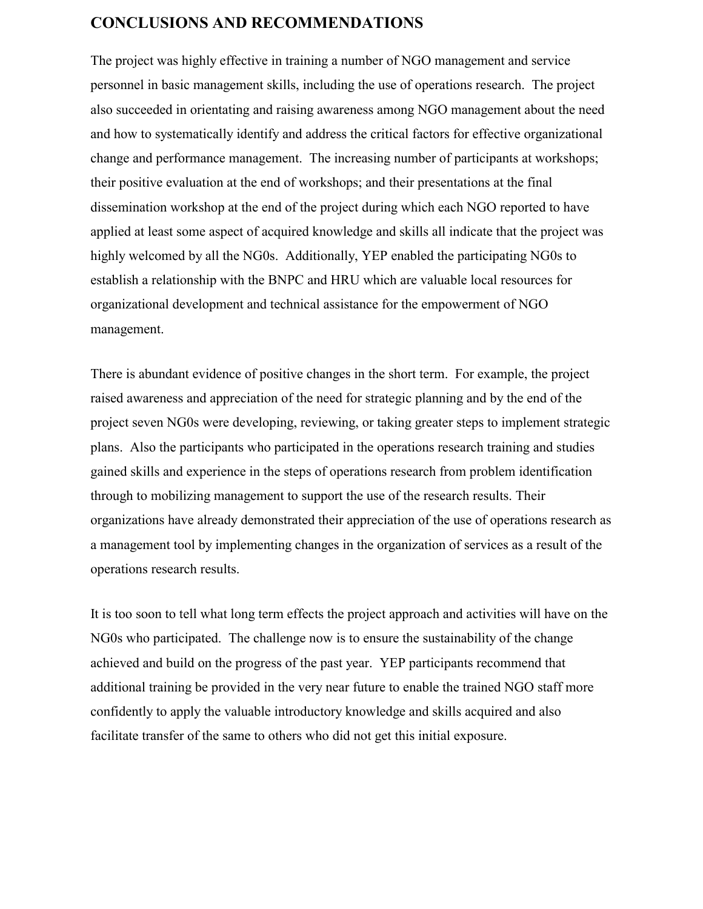## CONCLUSIONS AND RECOMMENDATIONS

The project was highly effective in training a number of NGO management and service personnel in basic management skills, including the use of operations research. The project also succeeded in orientating and raising awareness among NGO management about the need and how to systematically identify and address the critical factors for effective organizational change and performance management. The increasing number of participants at workshops; their positive evaluation at the end of workshops; and their presentations at the final dissemination workshop at the end of the project during which each NGO reported to have applied at least some aspect of acquired knowledge and skills all indicate that the project was highly welcomed by all the NG0s. Additionally, YEP enabled the participating NG0s to establish a relationship with the BNPC and HRU which are valuable local resources for organizational development and technical assistance for the empowerment of NGO management.

There is abundant evidence of positive changes in the short term. For example, the project raised awareness and appreciation of the need for strategic planning and by the end of the project seven NG0s were developing, reviewing, or taking greater steps to implement strategic plans. Also the participants who participated in the operations research training and studies gained skills and experience in the steps of operations research from problem identification through to mobilizing management to support the use of the research results. Their organizations have already demonstrated their appreciation of the use of operations research as a management tool by implementing changes in the organization of services as a result of the operations research results.

It is too soon to tell what long term effects the project approach and activities will have on the NG0s who participated. The challenge now is to ensure the sustainability of the change achieved and build on the progress of the past year. YEP participants recommend that additional training be provided in the very near future to enable the trained NGO staff more confidently to apply the valuable introductory knowledge and skills acquired and also facilitate transfer of the same to others who did not get this initial exposure.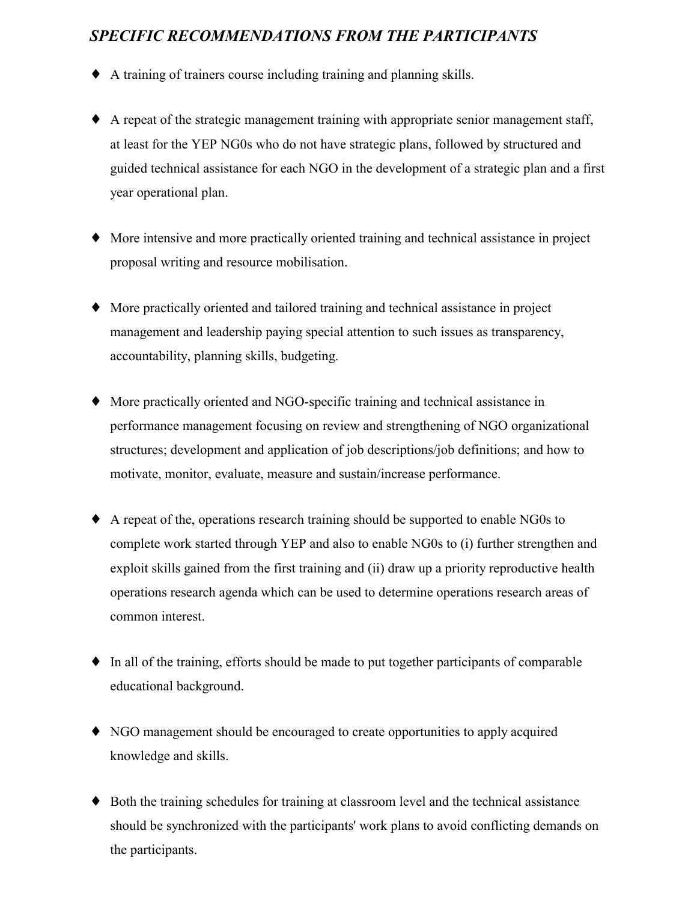## *SPECIFIC RECOMMENDATIONS FROM THE PARTICIPANTS*

- A training of trainers course including training and planning skills.
- A repeat of the strategic management training with appropriate senior management staff, at least for the YEP NG0s who do not have strategic plans, followed by structured and guided technical assistance for each NGO in the development of a strategic plan and a first year operational plan.
- More intensive and more practically oriented training and technical assistance in project proposal writing and resource mobilisation.
- More practically oriented and tailored training and technical assistance in project management and leadership paying special attention to such issues as transparency, accountability, planning skills, budgeting.
- More practically oriented and NGO-specific training and technical assistance in performance management focusing on review and strengthening of NGO organizational structures; development and application of job descriptions/job definitions; and how to motivate, monitor, evaluate, measure and sustain/increase performance.
- A repeat of the, operations research training should be supported to enable NG0s to complete work started through YEP and also to enable NG0s to (i) further strengthen and exploit skills gained from the first training and (ii) draw up a priority reproductive health operations research agenda which can be used to determine operations research areas of common interest.
- In all of the training, efforts should be made to put together participants of comparable educational background.
- NGO management should be encouraged to create opportunities to apply acquired knowledge and skills.
- Both the training schedules for training at classroom level and the technical assistance should be synchronized with the participants' work plans to avoid conflicting demands on the participants.